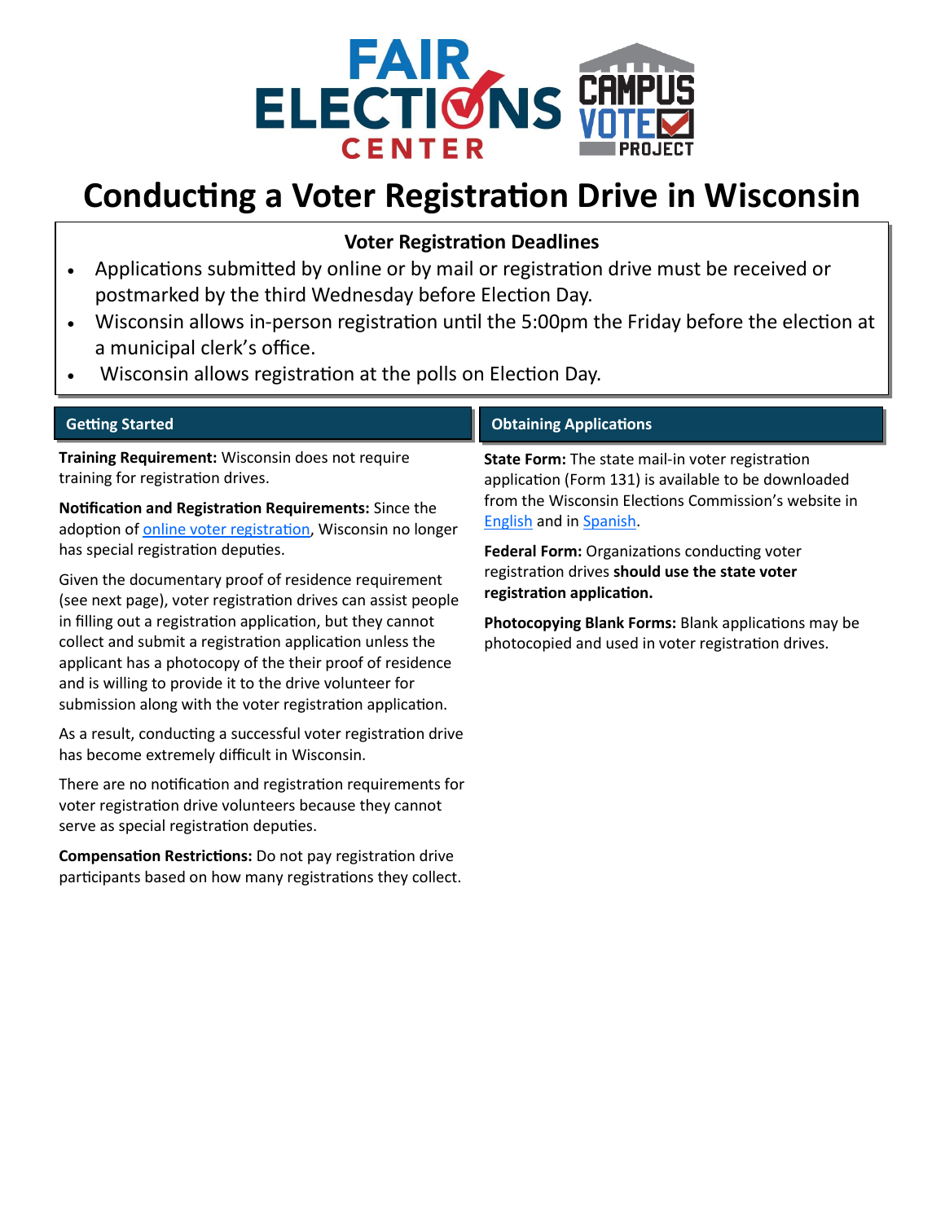# Conducting a Voter Registration Drive in Wisconsin

## Voter Registration Deadlines

- Applications submitted by online or by mail or registration drive must be received or postmarked by the third Wednesday before Election Day.
- Wisconsin allows in-person registration until the 5:00pm the Friday before the election at a municipal clerk's office.
- Wisconsin allows registration at the polls on Election Day.

## Getting Started

**Training Requirement:** Wisconsin does not require training for registration drives.

**Notification and Registration Requirements:** Since the adoption of online voter registration, Wisconsin no longer has special registration deputies.

Given the documentary proof of residence requirement (see next page), voter registration drives can assist people in filling out a registration application, but they cannot collect and submit a registration application unless the applicant has a photocopy of the their proof of residence and is willing to provide it to the drive volunteer for submission along with the voter registration application.

As a result, conducting a successful voter registration drive has become extremely difficult in Wisconsin.

There are no notification and registration requirements for voter registration drive volunteers because they cannot serve as special registration deputies.

**Compensation Restrictions:** Do not pay registration drive participants based on how many registrations they collect.

## Obtaining Applications

**State Form:** The state mail-in voter registration application (Form 131) is available to be downloaded from the Wisconsin Elections Commission's website in English and in Spanish.

**Federal Form:** Organizations conducting voter registration drives **should use the state voter registration application.**

**Photocopying Blank Forms:** Blank applications may be photocopied and used in voter registration drives.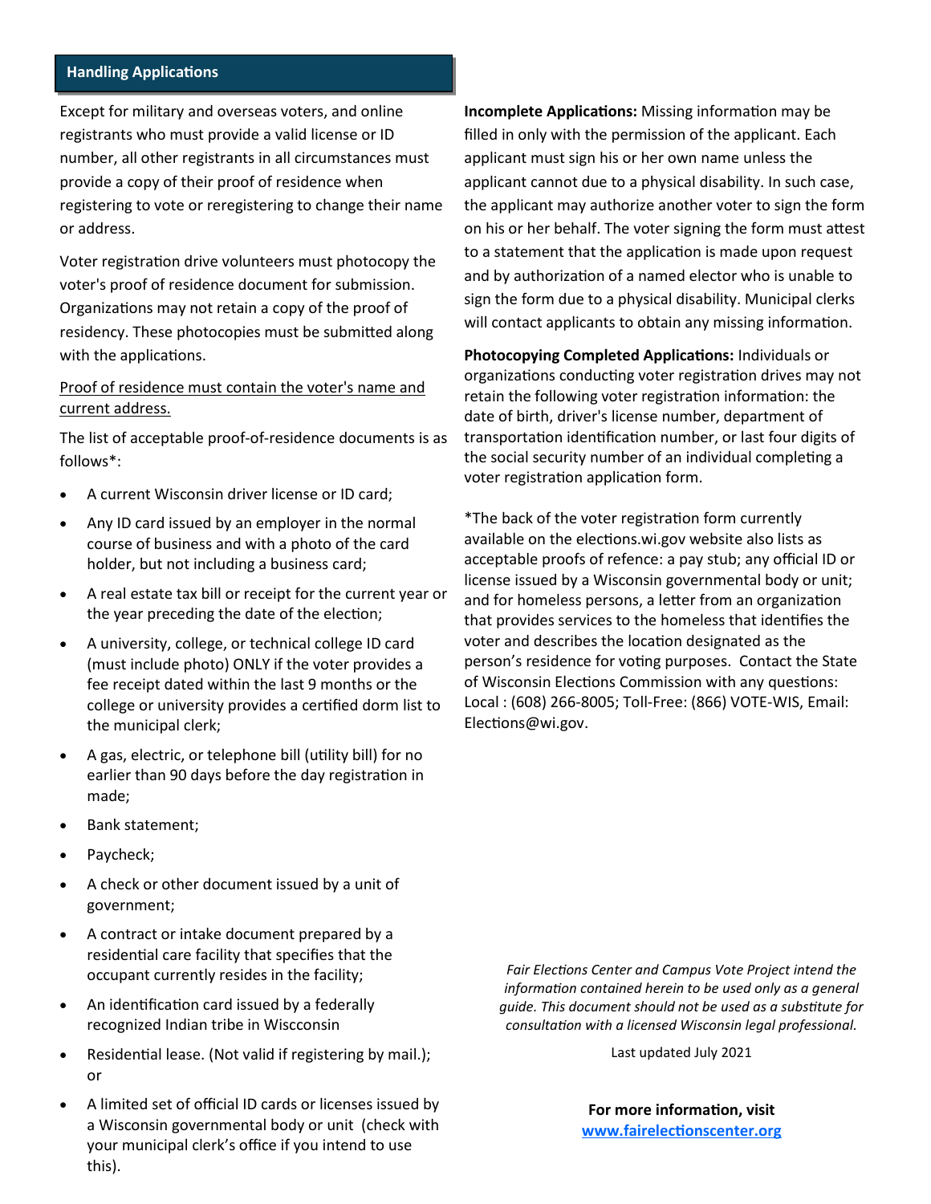## Handling Applications

Except for military and overseas voters, and online registrants who must provide a valid license or ID number, all other registrants in all circumstances must provide a copy of their proof of residence when registering to vote or reregistering to change their name or address.

Voter registration drive volunteers must photocopy the voter's proof of residence document for submission. Organizations may not retain a copy of the proof of residency. These photocopies must be submitted along with the applications.

<u>Proof of residence must contain the voter's name and current address.</u>

The list of acceptable proof-of-residence documents is as follows*:

- A current Wisconsin driver license or ID card;
- Any ID card issued by an employer in the normal course of business and with a photo of the card holder, but not including a business card;
- A real estate tax bill or receipt for the current year or the year preceding the date of the election;
- A university, college, or technical college ID card (must include photo) ONLY if the voter provides a fee receipt dated within the last 9 months or the college or university provides a certified dorm list to the municipal clerk;
- A gas, electric, or telephone bill (utility bill) for no earlier than 90 days before the day registration in made;
- Bank statement;
- Paycheck;
- A check or other document issued by a unit of government;
- A contract or intake document prepared by a residential care facility that specifies that the occupant currently resides in the facility;
- An identification card issued by a federally recognized Indian tribe in Wiscconsin
- Residential lease. (Not valid if registering by mail.); or
- A limited set of official ID cards or licenses issued by a Wisconsin governmental body or unit (check with your municipal clerk's office if you intend to use this).

**Incomplete Applications:** Missing information may be filled in only with the permission of the applicant. Each applicant must sign his or her own name unless the applicant cannot due to a physical disability. In such case, the applicant may authorize another voter to sign the form on his or her behalf. The voter signing the form must attest to a statement that the application is made upon request and by authorization of a named elector who is unable to sign the form due to a physical disability. Municipal clerks will contact applicants to obtain any missing information.

**Photocopying Completed Applications:** Individuals or organizations conducting voter registration drives may not retain the following voter registration information: the date of birth, driver's license number, department of transportation identification number, or last four digits of the social security number of an individual completing a voter registration application form.

*The back of the voter registration form currently available on the elections.wi.gov website also lists as acceptable proofs of refence: a pay stub; any official ID or license issued by a Wisconsin governmental body or unit; and for homeless persons, a letter from an organization that provides services to the homeless that identifies the voter and describes the location designated as the person's residence for voting purposes. Contact the State of Wisconsin Elections Commission with any questions: Local : (608) 266-8005; Toll-Free: (866) VOTE-WIS, Email: Elections@wi.gov.

*Fair Elections Center and Campus Vote Project intend the information contained herein to be used only as a general guide. This document should not be used as a substitute for consultation with a licensed Wisconsin legal professional.*

Last updated July 2021

**For more information, visit**
**[www.fairelectionscenter.org](http://www.fairelectionscenter.org)**